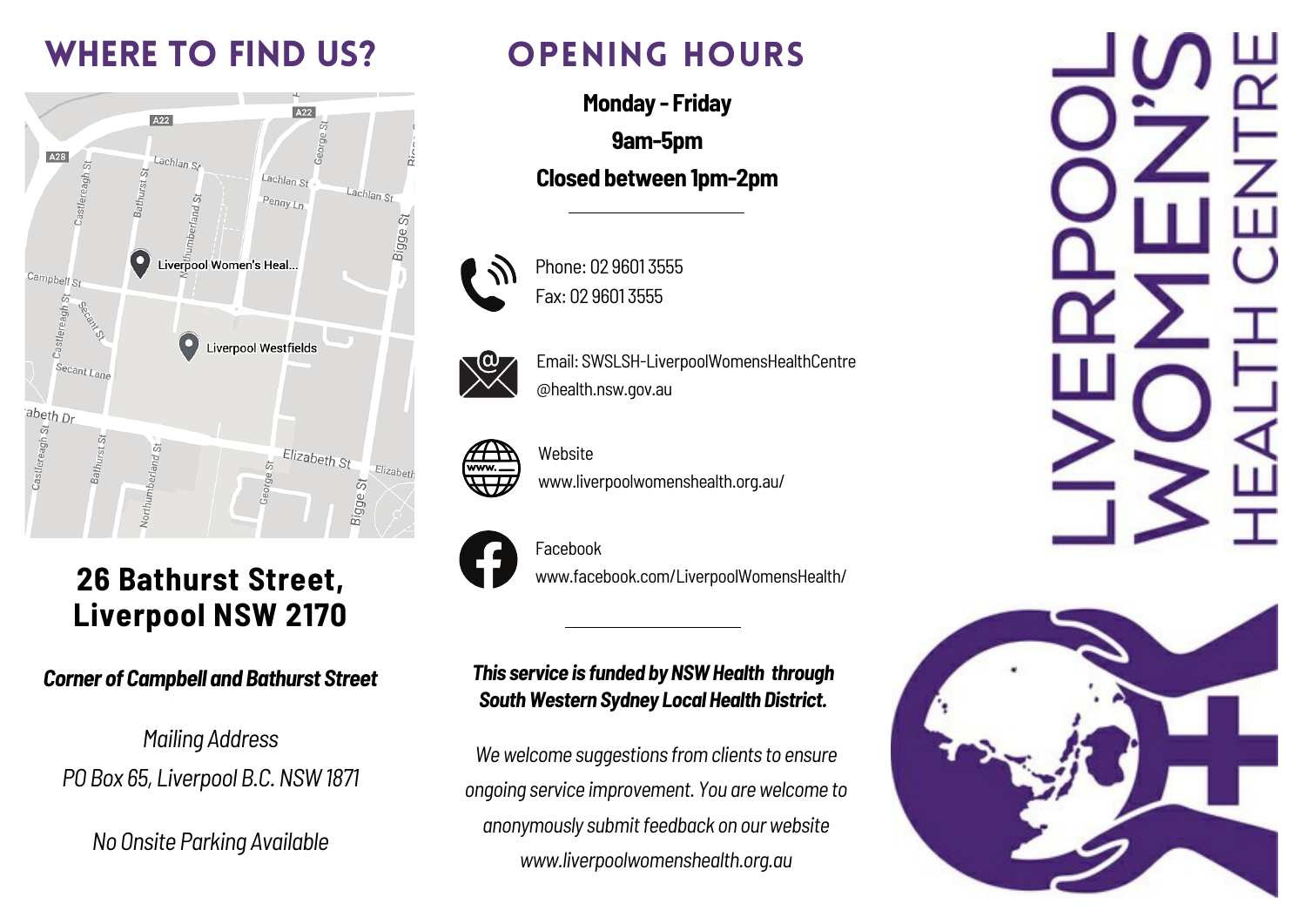# WHERE TO FIND US?

## 26 Bathurst Street, Liverpool NSW 2170

***Corner of Campbell and Bathurst Street***

*Mailing Address*
*PO Box 65, Liverpool B.C. NSW 1871*

*No Onsite Parking Available*

# OPENING HOURS

**Monday - Friday**

**9am-5pm**

**Closed between 1pm-2pm**

---

Phone: 02 9601 3555
Fax: 02 9601 3555

Email: SWSLSH-LiverpoolWomensHealthCentre@health.nsw.gov.au

Website
www.liverpoolwomenshealth.org.au/

Facebook
www.facebook.com/LiverpoolWomensHealth/

---

***This service is funded by NSW Health through South Western Sydney Local Health District.***

*We welcome suggestions from clients to ensure ongoing service improvement. You are welcome to anonymously submit feedback on our website www.liverpoolwomenshealth.org.au*

# LIVERPOOL WOMEN'S HEALTH CENTRE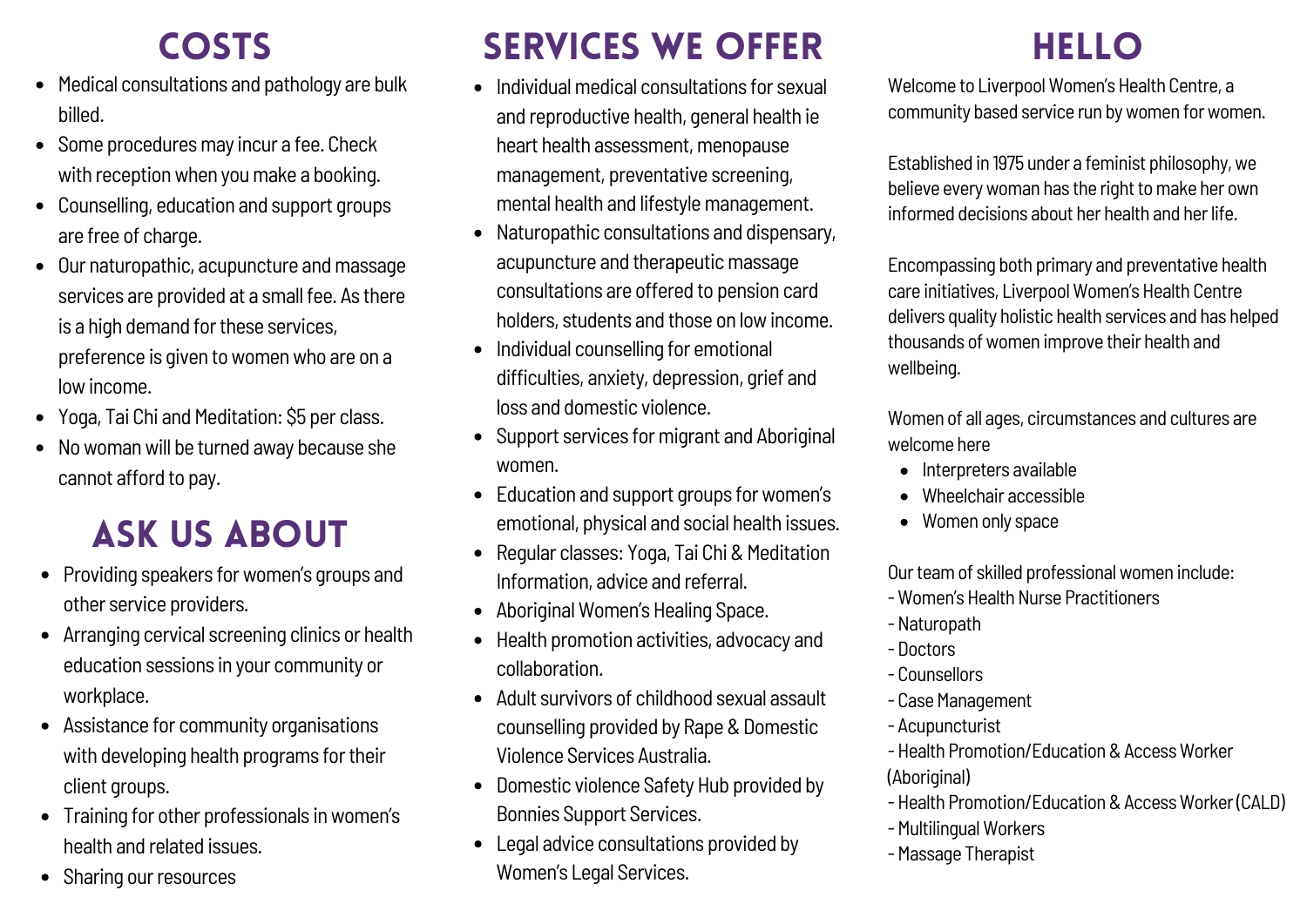## COSTS

- Medical consultations and pathology are bulk billed.
- Some procedures may incur a fee. Check with reception when you make a booking.
- Counselling, education and support groups are free of charge.
- Our naturopathic, acupuncture and massage services are provided at a small fee. As there is a high demand for these services, preference is given to women who are on a low income.
- Yoga, Tai Chi and Meditation: $5 per class.
- No woman will be turned away because she cannot afford to pay.

## ASK US ABOUT

- Providing speakers for women's groups and other service providers.
- Arranging cervical screening clinics or health education sessions in your community or workplace.
- Assistance for community organisations with developing health programs for their client groups.
- Training for other professionals in women's health and related issues.
- Sharing our resources

## SERVICES WE OFFER

- Individual medical consultations for sexual and reproductive health, general health ie heart health assessment, menopause management, preventative screening, mental health and lifestyle management.
- Naturopathic consultations and dispensary, acupuncture and therapeutic massage consultations are offered to pension card holders, students and those on low income.
- Individual counselling for emotional difficulties, anxiety, depression, grief and loss and domestic violence.
- Support services for migrant and Aboriginal women.
- Education and support groups for women's emotional, physical and social health issues.
- Regular classes: Yoga, Tai Chi & Meditation Information, advice and referral.
- Aboriginal Women's Healing Space.
- Health promotion activities, advocacy and collaboration.
- Adult survivors of childhood sexual assault counselling provided by Rape & Domestic Violence Services Australia.
- Domestic violence Safety Hub provided by Bonnies Support Services.
- Legal advice consultations provided by Women's Legal Services.

## HELLO

Welcome to Liverpool Women's Health Centre, a community based service run by women for women.

Established in 1975 under a feminist philosophy, we believe every woman has the right to make her own informed decisions about her health and her life.

Encompassing both primary and preventative health care initiatives, Liverpool Women's Health Centre delivers quality holistic health services and has helped thousands of women improve their health and wellbeing.

Women of all ages, circumstances and cultures are welcome here

- Interpreters available
- Wheelchair accessible
- Women only space

Our team of skilled professional women include:

- Women's Health Nurse Practitioners
- Naturopath
- Doctors
- Counsellors
- Case Management
- Acupuncturist
- Health Promotion/Education & Access Worker (Aboriginal)
- Health Promotion/Education & Access Worker (CALD)
- Multilingual Workers
- Massage Therapist